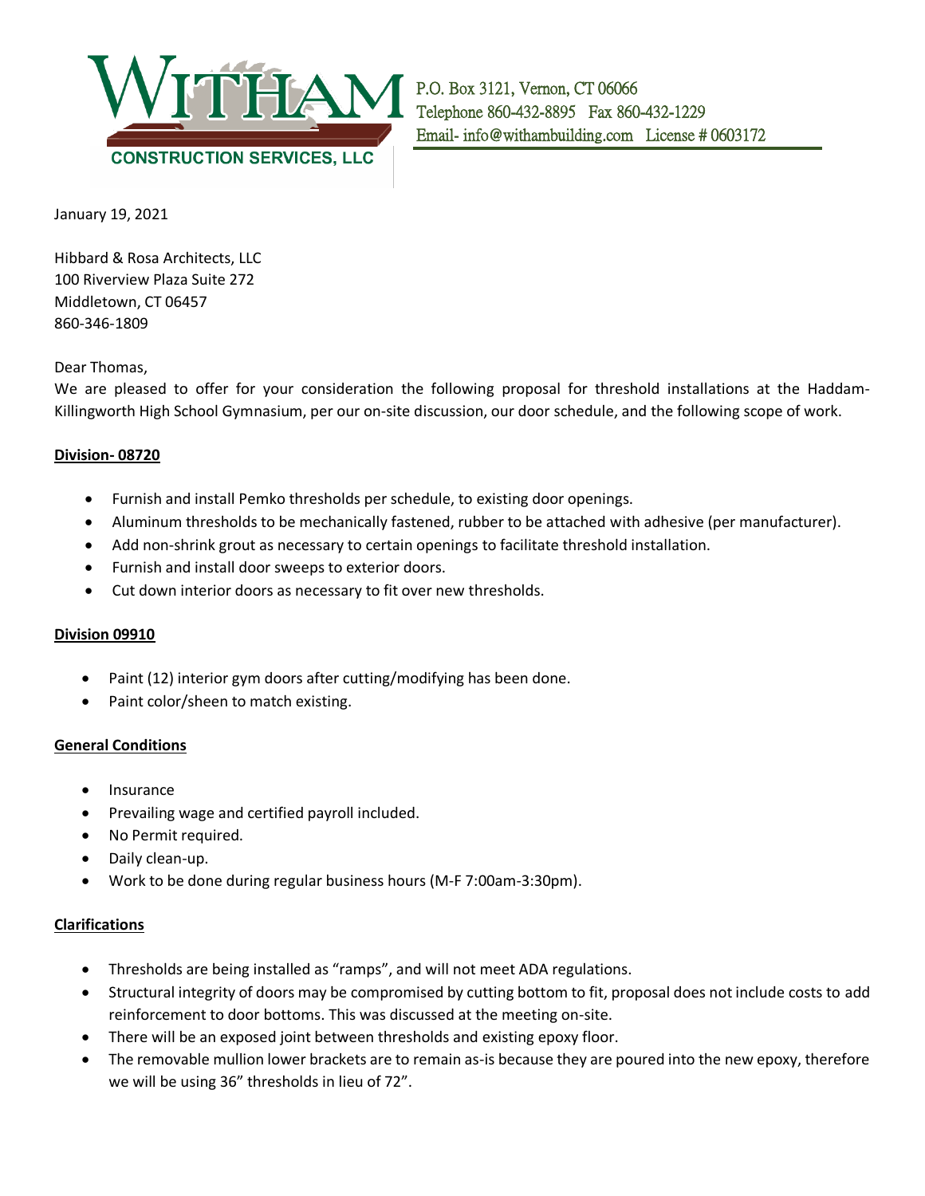**WITHAM**
**CONSTRUCTION SERVICES, LLC**

P.O. Box 3121, Vernon, CT 06066
Telephone 860-432-8895 Fax 860-432-1229
Email- info@withambuilding.com License # 0603172

January 19, 2021

Hibbard & Rosa Architects, LLC
100 Riverview Plaza Suite 272
Middletown, CT 06457
860-346-1809

Dear Thomas,

We are pleased to offer for your consideration the following proposal for threshold installations at the Haddam-Killingworth High School Gymnasium, per our on-site discussion, our door schedule, and the following scope of work.

**Division- 08720**

- Furnish and install Pemko thresholds per schedule, to existing door openings.
- Aluminum thresholds to be mechanically fastened, rubber to be attached with adhesive (per manufacturer).
- Add non-shrink grout as necessary to certain openings to facilitate threshold installation.
- Furnish and install door sweeps to exterior doors.
- Cut down interior doors as necessary to fit over new thresholds.

**Division 09910**

- Paint (12) interior gym doors after cutting/modifying has been done.
- Paint color/sheen to match existing.

**General Conditions**

- Insurance
- Prevailing wage and certified payroll included.
- No Permit required.
- Daily clean-up.
- Work to be done during regular business hours (M-F 7:00am-3:30pm).

**Clarifications**

- Thresholds are being installed as "ramps", and will not meet ADA regulations.
- Structural integrity of doors may be compromised by cutting bottom to fit, proposal does not include costs to add reinforcement to door bottoms. This was discussed at the meeting on-site.
- There will be an exposed joint between thresholds and existing epoxy floor.
- The removable mullion lower brackets are to remain as-is because they are poured into the new epoxy, therefore we will be using 36" thresholds in lieu of 72".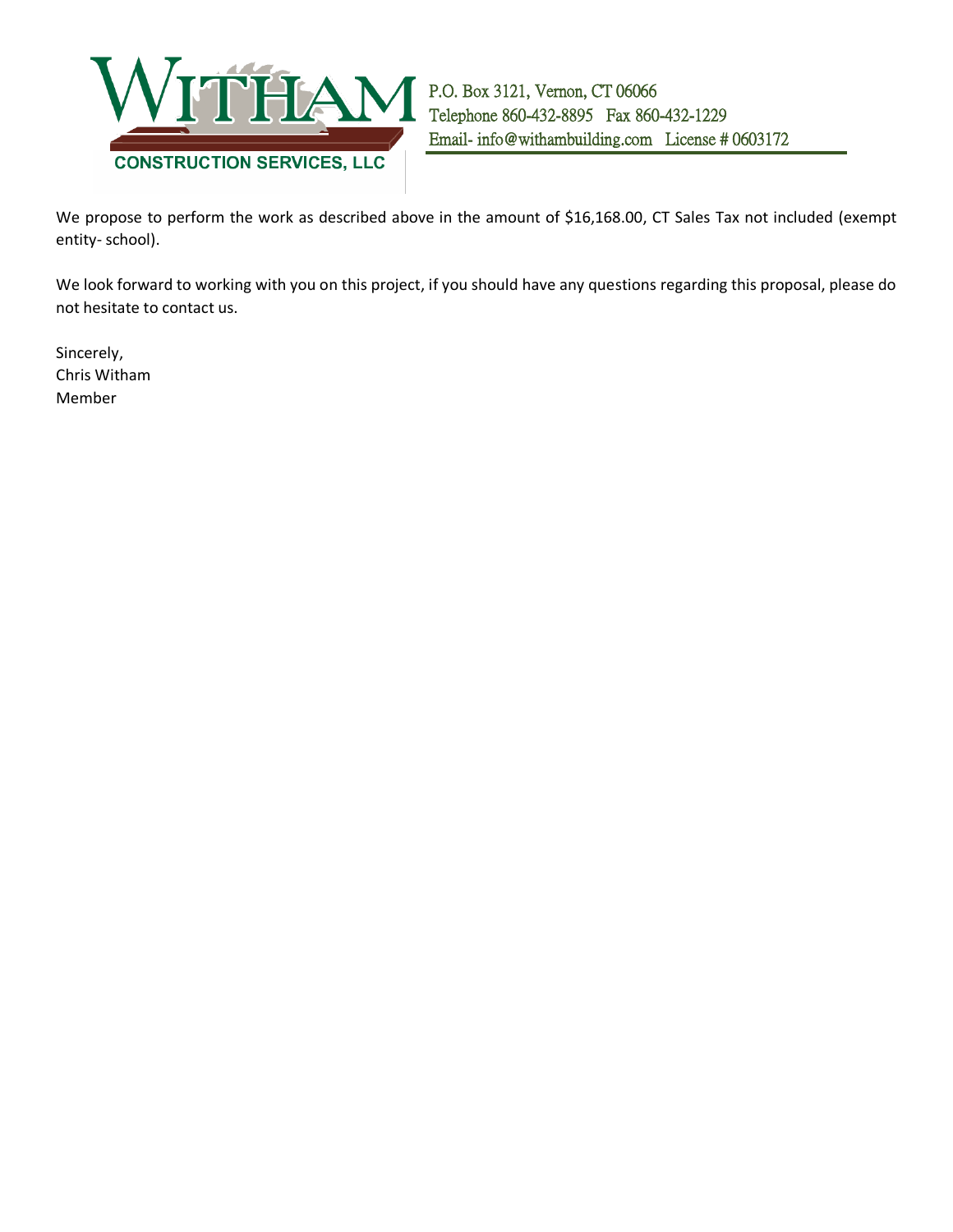WITHAM CONSTRUCTION SERVICES, LLC

P.O. Box 3121, Vernon, CT 06066
Telephone 860-432-8895 Fax 860-432-1229
Email- info@withambuilding.com License # 0603172

We propose to perform the work as described above in the amount of $16,168.00, CT Sales Tax not included (exempt entity- school).

We look forward to working with you on this project, if you should have any questions regarding this proposal, please do not hesitate to contact us.

Sincerely,
Chris Witham
Member